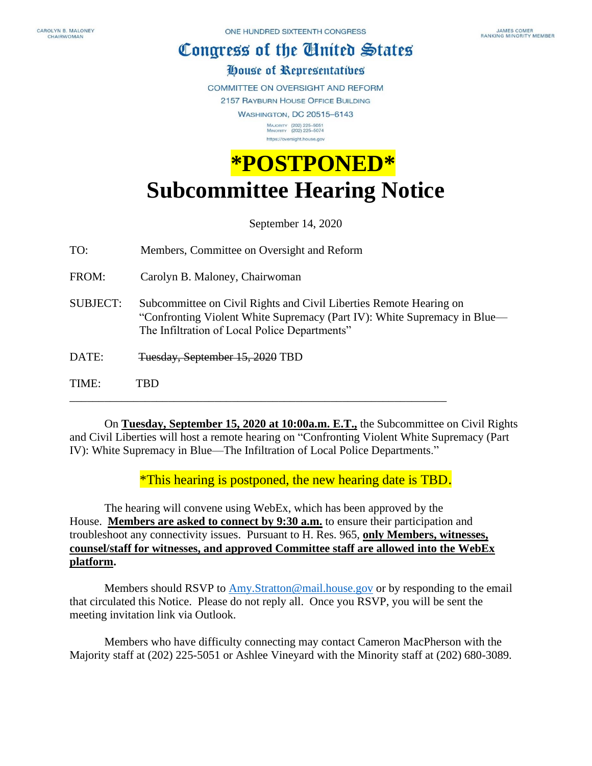CAROLYN B. MALONEY
CHAIRWOMAN

ONE HUNDRED SIXTEENTH CONGRESS

JAMES COMER
RANKING MINORITY MEMBER

# Congress of the United States

## House of Representatives

COMMITTEE ON OVERSIGHT AND REFORM
2157 RAYBURN HOUSE OFFICE BUILDING
WASHINGTON, DC 20515–6143

MAJORITY (202) 225–5051
MINORITY (202) 225–5074
https://oversight.house.gov

# *POSTPONED*

# Subcommittee Hearing Notice

September 14, 2020

TO: Members, Committee on Oversight and Reform

FROM: Carolyn B. Maloney, Chairwoman

SUBJECT: Subcommittee on Civil Rights and Civil Liberties Remote Hearing on "Confronting Violent White Supremacy (Part IV): White Supremacy in Blue—The Infiltration of Local Police Departments"

DATE: ~~Tuesday, September 15, 2020~~ TBD

TIME: TBD

---

On **Tuesday, September 15, 2020 at 10:00a.m. E.T.,** the Subcommittee on Civil Rights and Civil Liberties will host a remote hearing on "Confronting Violent White Supremacy (Part IV): White Supremacy in Blue—The Infiltration of Local Police Departments."

*This hearing is postponed, the new hearing date is TBD.

The hearing will convene using WebEx, which has been approved by the House. **Members are asked to connect by 9:30 a.m.** to ensure their participation and troubleshoot any connectivity issues. Pursuant to H. Res. 965, **only Members, witnesses, counsel/staff for witnesses, and approved Committee staff are allowed into the WebEx platform**.

Members should RSVP to Amy.Stratton@mail.house.gov or by responding to the email that circulated this Notice. Please do not reply all. Once you RSVP, you will be sent the meeting invitation link via Outlook.

Members who have difficulty connecting may contact Cameron MacPherson with the Majority staff at (202) 225-5051 or Ashlee Vineyard with the Minority staff at (202) 680-3089.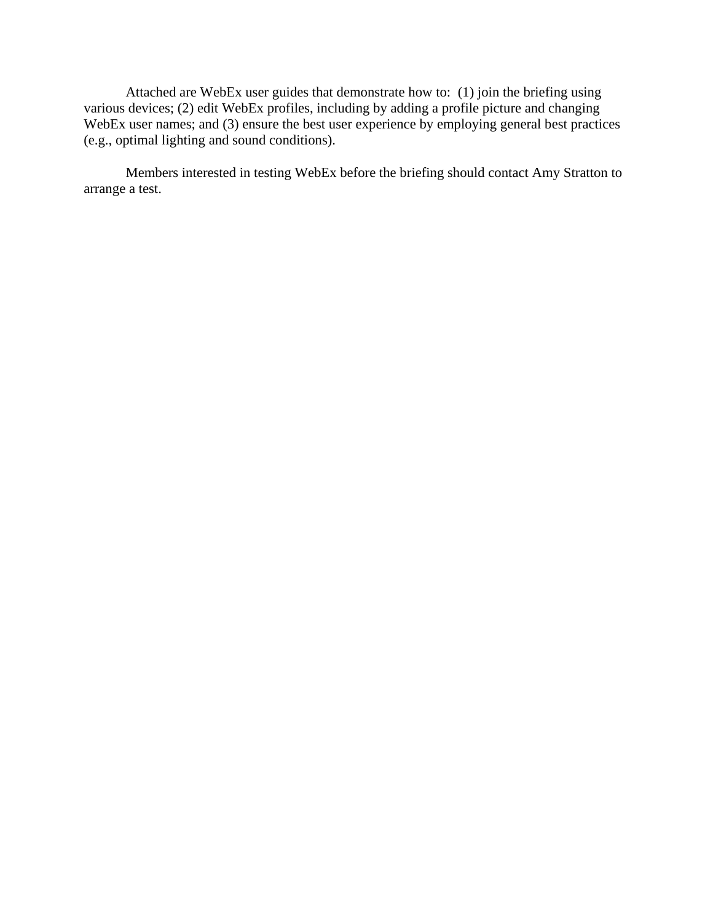Attached are WebEx user guides that demonstrate how to: (1) join the briefing using various devices; (2) edit WebEx profiles, including by adding a profile picture and changing WebEx user names; and (3) ensure the best user experience by employing general best practices (e.g., optimal lighting and sound conditions).

Members interested in testing WebEx before the briefing should contact Amy Stratton to arrange a test.